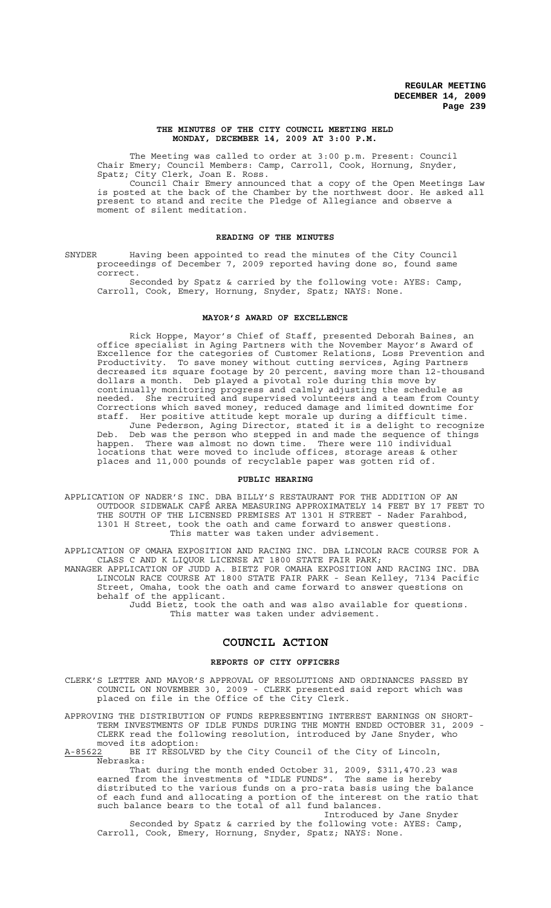**THE MINUTES OF THE CITY COUNCIL MEETING HELD MONDAY, DECEMBER 14, 2009 AT 3:00 P.M.**

The Meeting was called to order at 3:00 p.m. Present: Council Chair Emery; Council Members: Camp, Carroll, Cook, Hornung, Snyder, Spatz; City Clerk, Joan E. Ross.

Council Chair Emery announced that a copy of the Open Meetings Law is posted at the back of the Chamber by the northwest door. He asked all present to stand and recite the Pledge of Allegiance and observe a moment of silent meditation.

**READING OF THE MINUTES**

SNYDER Having been appointed to read the minutes of the City Council proceedings of December 7, 2009 reported having done so, found same correct.

Seconded by Spatz & carried by the following vote: AYES: Camp, Carroll, Cook, Emery, Hornung, Snyder, Spatz; NAYS: None.

**MAYOR'S AWARD OF EXCELLENCE**

Rick Hoppe, Mayor's Chief of Staff, presented Deborah Baines, an office specialist in Aging Partners with the November Mayor's Award of Excellence for the categories of Customer Relations, Loss Prevention and Productivity. To save money without cutting services, Aging Partners decreased its square footage by 20 percent, saving more than 12-thousand dollars a month. Deb played a pivotal role during this move by continually monitoring progress and calmly adjusting the schedule as needed. She recruited and supervised volunteers and a team from County Corrections which saved money, reduced damage and limited downtime for staff. Her positive attitude kept morale up during a difficult time.

June Pederson, Aging Director, stated it is a delight to recognize Deb. Deb was the person who stepped in and made the sequence of things happen. There was almost no down time. There were 110 individual locations that were moved to include offices, storage areas & other places and 11,000 pounds of recyclable paper was gotten rid of.

**PUBLIC HEARING**

APPLICATION OF NADER'S INC. DBA BILLY'S RESTAURANT FOR THE ADDITION OF AN OUTDOOR SIDEWALK CAFÉ AREA MEASURING APPROXIMATELY 14 FEET BY 17 FEET TO THE SOUTH OF THE LICENSED PREMISES AT 1301 H STREET - Nader Farahbod, 1301 H Street, took the oath and came forward to answer questions.

This matter was taken under advisement.

APPLICATION OF OMAHA EXPOSITION AND RACING INC. DBA LINCOLN RACE COURSE FOR A CLASS C AND K LIQUOR LICENSE AT 1800 STATE FAIR PARK;

MANAGER APPLICATION OF JUDD A. BIETZ FOR OMAHA EXPOSITION AND RACING INC. DBA LINCOLN RACE COURSE AT 1800 STATE FAIR PARK - Sean Kelley, 7134 Pacific Street, Omaha, took the oath and came forward to answer questions on behalf of the applicant.

Judd Bietz, took the oath and was also available for questions.

This matter was taken under advisement.

# COUNCIL ACTION

**REPORTS OF CITY OFFICERS**

CLERK'S LETTER AND MAYOR'S APPROVAL OF RESOLUTIONS AND ORDINANCES PASSED BY COUNCIL ON NOVEMBER 30, 2009 - CLERK presented said report which was placed on file in the Office of the City Clerk.

APPROVING THE DISTRIBUTION OF FUNDS REPRESENTING INTEREST EARNINGS ON SHORT-TERM INVESTMENTS OF IDLE FUNDS DURING THE MONTH ENDED OCTOBER 31, 2009 - CLERK read the following resolution, introduced by Jane Snyder, who moved its adoption:

A-85622 BE IT RESOLVED by the City Council of the City of Lincoln, Nebraska:

That during the month ended October 31, 2009, $311,470.23 was earned from the investments of "IDLE FUNDS". The same is hereby distributed to the various funds on a pro-rata basis using the balance of each fund and allocating a portion of the interest on the ratio that such balance bears to the total of all fund balances.

Introduced by Jane Snyder

Seconded by Spatz & carried by the following vote: AYES: Camp, Carroll, Cook, Emery, Hornung, Snyder, Spatz; NAYS: None.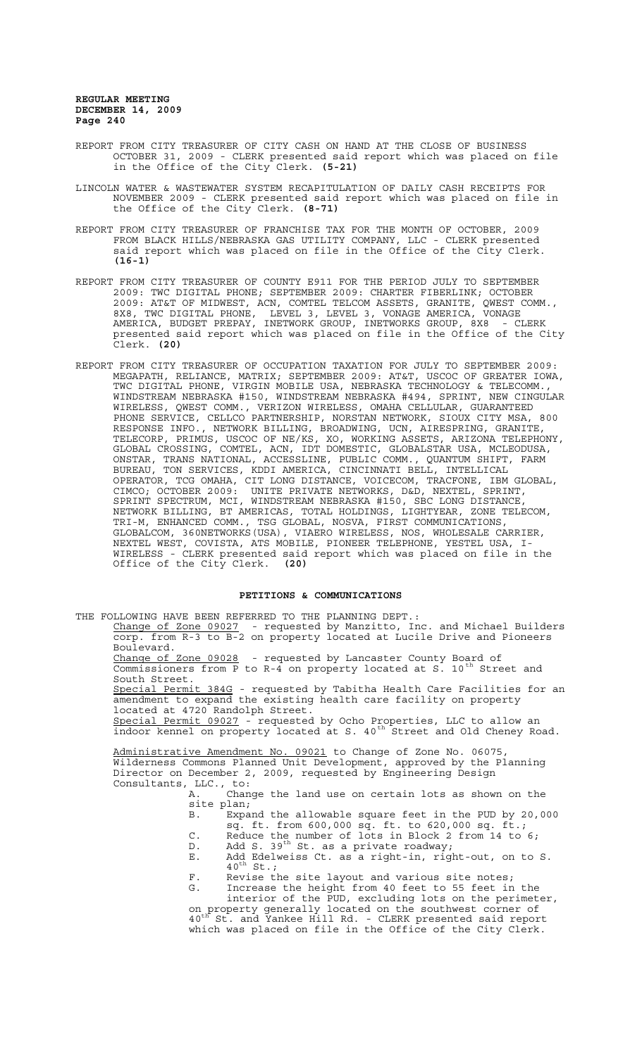REPORT FROM CITY TREASURER OF CITY CASH ON HAND AT THE CLOSE OF BUSINESS OCTOBER 31, 2009 - CLERK presented said report which was placed on file in the Office of the City Clerk. **(5-21)**

LINCOLN WATER & WASTEWATER SYSTEM RECAPITULATION OF DAILY CASH RECEIPTS FOR NOVEMBER 2009 - CLERK presented said report which was placed on file in the Office of the City Clerk. **(8-71)**

REPORT FROM CITY TREASURER OF FRANCHISE TAX FOR THE MONTH OF OCTOBER, 2009 FROM BLACK HILLS/NEBRASKA GAS UTILITY COMPANY, LLC - CLERK presented said report which was placed on file in the Office of the City Clerk. **(16-1)**

REPORT FROM CITY TREASURER OF COUNTY E911 FOR THE PERIOD JULY TO SEPTEMBER 2009: TWC DIGITAL PHONE; SEPTEMBER 2009: CHARTER FIBERLINK; OCTOBER 2009: AT&T OF MIDWEST, ACN, COMTEL TELCOM ASSETS, GRANITE, QWEST COMM., 8X8, TWC DIGITAL PHONE, LEVEL 3, LEVEL 3, VONAGE AMERICA, VONAGE AMERICA, BUDGET PREPAY, INETWORK GROUP, INETWORKS GROUP, 8X8 - CLERK presented said report which was placed on file in the Office of the City Clerk. **(20)**

REPORT FROM CITY TREASURER OF OCCUPATION TAXATION FOR JULY TO SEPTEMBER 2009: MEGAPATH, RELIANCE, MATRIX; SEPTEMBER 2009: AT&T, USCOC OF GREATER IOWA, TWC DIGITAL PHONE, VIRGIN MOBILE USA, NEBRASKA TECHNOLOGY & TELECOMM., WINDSTREAM NEBRASKA #150, WINDSTREAM NEBRASKA #494, SPRINT, NEW CINGULAR WIRELESS, QWEST COMM., VERIZON WIRELESS, OMAHA CELLULAR, GUARANTEED PHONE SERVICE, CELLCO PARTNERSHIP, NORSTAN NETWORK, SIOUX CITY MSA, 800 RESPONSE INFO., NETWORK BILLING, BROADWING, UCN, AIRESPRING, GRANITE, TELECORP, PRIMUS, USCOC OF NE/KS, XO, WORKING ASSETS, ARIZONA TELEPHONY, GLOBAL CROSSING, COMTEL, ACN, IDT DOMESTIC, GLOBALSTAR USA, MCLEODUSA, ONSTAR, TRANS NATIONAL, ACCESSLINE, PUBLIC COMM., QUANTUM SHIFT, FARM BUREAU, TON SERVICES, KDDI AMERICA, CINCINNATI BELL, INTELLICAL OPERATOR, TCG OMAHA, CIT LONG DISTANCE, VOICECOM, TRACFONE, IBM GLOBAL, CIMCO; OCTOBER 2009: UNITE PRIVATE NETWORKS, D&D, NEXTEL, SPRINT, SPRINT SPECTRUM, MCI, WINDSTREAM NEBRASKA #150, SBC LONG DISTANCE, NETWORK BILLING, BT AMERICAS, TOTAL HOLDINGS, LIGHTYEAR, ZONE TELECOM, TRI-M, ENHANCED COMM., TSG GLOBAL, NOSVA, FIRST COMMUNICATIONS, GLOBALCOM, 360NETWORKS(USA), VIAERO WIRELESS, NOS, WHOLESALE CARRIER, NEXTEL WEST, COVISTA, ATS MOBILE, PIONEER TELEPHONE, YESTEL USA, I-WIRELESS - CLERK presented said report which was placed on file in the Office of the City Clerk. **(20)**

## PETITIONS & COMMUNICATIONS

THE FOLLOWING HAVE BEEN REFERRED TO THE PLANNING DEPT.:

Change of Zone 09027 - requested by Manzitto, Inc. and Michael Builders corp. from R-3 to B-2 on property located at Lucile Drive and Pioneers Boulevard.

Change of Zone 09028 - requested by Lancaster County Board of Commissioners from P to R-4 on property located at S. 10th Street and South Street.

Special Permit 384G - requested by Tabitha Health Care Facilities for an amendment to expand the existing health care facility on property located at 4720 Randolph Street.

Special Permit 09027 - requested by Ocho Properties, LLC to allow an indoor kennel on property located at S. 40th Street and Old Cheney Road.

Administrative Amendment No. 09021 to Change of Zone No. 06075, Wilderness Commons Planned Unit Development, approved by the Planning Director on December 2, 2009, requested by Engineering Design Consultants, LLC., to:

A. Change the land use on certain lots as shown on the site plan;
B. Expand the allowable square feet in the PUD by 20,000 sq. ft. from 600,000 sq. ft. to 620,000 sq. ft.;
C. Reduce the number of lots in Block 2 from 14 to 6;
D. Add S. 39th St. as a private roadway;
E. Add Edelweiss Ct. as a right-in, right-out, on to S. 40th St.;
F. Revise the site layout and various site notes;
G. Increase the height from 40 feet to 55 feet in the interior of the PUD, excluding lots on the perimeter,

on property generally located on the southwest corner of 40th St. and Yankee Hill Rd. - CLERK presented said report which was placed on file in the Office of the City Clerk.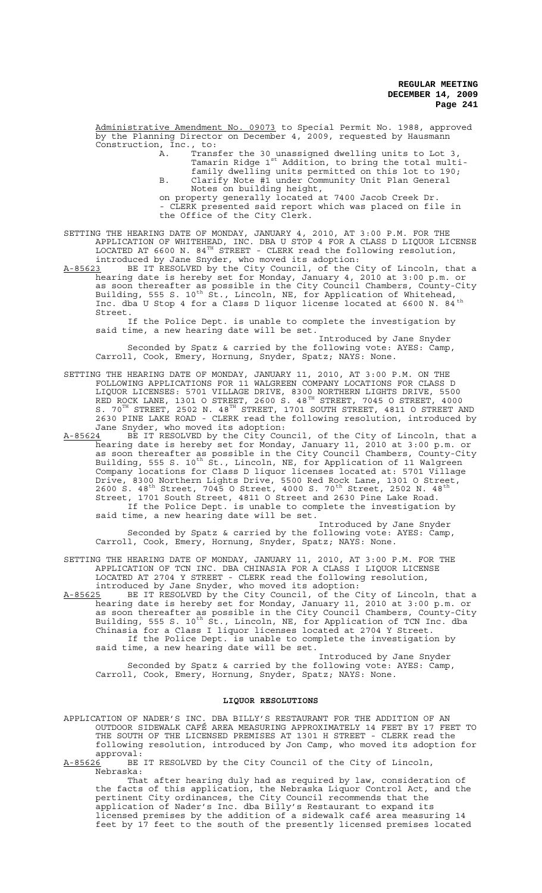Administrative Amendment No. 09073 to Special Permit No. 1988, approved by the Planning Director on December 4, 2009, requested by Hausmann Construction, Inc., to:

A. Transfer the 30 unassigned dwelling units to Lot 3, Tamarin Ridge 1st Addition, to bring the total multi-family dwelling units permitted on this lot to 190;

B. Clarify Note #1 under Community Unit Plan General Notes on building height,

on property generally located at 7400 Jacob Creek Dr. - CLERK presented said report which was placed on file in the Office of the City Clerk.

SETTING THE HEARING DATE OF MONDAY, JANUARY 4, 2010, AT 3:00 P.M. FOR THE APPLICATION OF WHITEHEAD, INC. DBA U STOP 4 FOR A CLASS D LIQUOR LICENSE LOCATED AT 6600 N. 84TH STREET - CLERK read the following resolution, introduced by Jane Snyder, who moved its adoption:

A-85623 BE IT RESOLVED by the City Council, of the City of Lincoln, that a hearing date is hereby set for Monday, January 4, 2010 at 3:00 p.m. or as soon thereafter as possible in the City Council Chambers, County-City Building, 555 S. 10th St., Lincoln, NE, for Application of Whitehead, Inc. dba U Stop 4 for a Class D liquor license located at 6600 N. 84th Street.

If the Police Dept. is unable to complete the investigation by said time, a new hearing date will be set.

Introduced by Jane Snyder

Seconded by Spatz & carried by the following vote: AYES: Camp, Carroll, Cook, Emery, Hornung, Snyder, Spatz; NAYS: None.

SETTING THE HEARING DATE OF MONDAY, JANUARY 11, 2010, AT 3:00 P.M. ON THE FOLLOWING APPLICATIONS FOR 11 WALGREEN COMPANY LOCATIONS FOR CLASS D LIQUOR LICENSES: 5701 VILLAGE DRIVE, 8300 NORTHERN LIGHTS DRIVE, 5500 RED ROCK LANE, 1301 O STREET, 2600 S. 48TH STREET, 7045 O STREET, 4000 S. 70TH STREET, 2502 N. 48TH STREET, 1701 SOUTH STREET, 4811 O STREET AND 2630 PINE LAKE ROAD - CLERK read the following resolution, introduced by Jane Snyder, who moved its adoption:

A-85624 BE IT RESOLVED by the City Council, of the City of Lincoln, that a hearing date is hereby set for Monday, January 11, 2010 at 3:00 p.m. or as soon thereafter as possible in the City Council Chambers, County-City Building, 555 S. 10th St., Lincoln, NE, for Application of 11 Walgreen Company locations for Class D liquor licenses located at: 5701 Village Drive, 8300 Northern Lights Drive, 5500 Red Rock Lane, 1301 O Street, 2600 S. 48th Street, 7045 O Street, 4000 S. 70th Street, 2502 N. 48th Street, 1701 South Street, 4811 O Street and 2630 Pine Lake Road.

If the Police Dept. is unable to complete the investigation by said time, a new hearing date will be set.

Introduced by Jane Snyder

Seconded by Spatz & carried by the following vote: AYES: Camp, Carroll, Cook, Emery, Hornung, Snyder, Spatz; NAYS: None.

SETTING THE HEARING DATE OF MONDAY, JANUARY 11, 2010, AT 3:00 P.M. FOR THE APPLICATION OF TCN INC. DBA CHINASIA FOR A CLASS I LIQUOR LICENSE LOCATED AT 2704 Y STREET - CLERK read the following resolution, introduced by Jane Snyder, who moved its adoption:

A-85625 BE IT RESOLVED by the City Council, of the City of Lincoln, that a hearing date is hereby set for Monday, January 11, 2010 at 3:00 p.m. or as soon thereafter as possible in the City Council Chambers, County-City Building, 555 S. 10th St., Lincoln, NE, for Application of TCN Inc. dba Chinasia for a Class I liquor licenses located at 2704 Y Street.

If the Police Dept. is unable to complete the investigation by said time, a new hearing date will be set.

Introduced by Jane Snyder

Seconded by Spatz & carried by the following vote: AYES: Camp, Carroll, Cook, Emery, Hornung, Snyder, Spatz; NAYS: None.

## LIQUOR RESOLUTIONS

APPLICATION OF NADER'S INC. DBA BILLY'S RESTAURANT FOR THE ADDITION OF AN OUTDOOR SIDEWALK CAFÉ AREA MEASURING APPROXIMATELY 14 FEET BY 17 FEET TO THE SOUTH OF THE LICENSED PREMISES AT 1301 H STREET - CLERK read the following resolution, introduced by Jon Camp, who moved its adoption for approval:

A-85626 BE IT RESOLVED by the City Council of the City of Lincoln, Nebraska:

That after hearing duly had as required by law, consideration of the facts of this application, the Nebraska Liquor Control Act, and the pertinent City ordinances, the City Council recommends that the application of Nader's Inc. dba Billy's Restaurant to expand its licensed premises by the addition of a sidewalk café area measuring 14 feet by 17 feet to the south of the presently licensed premises located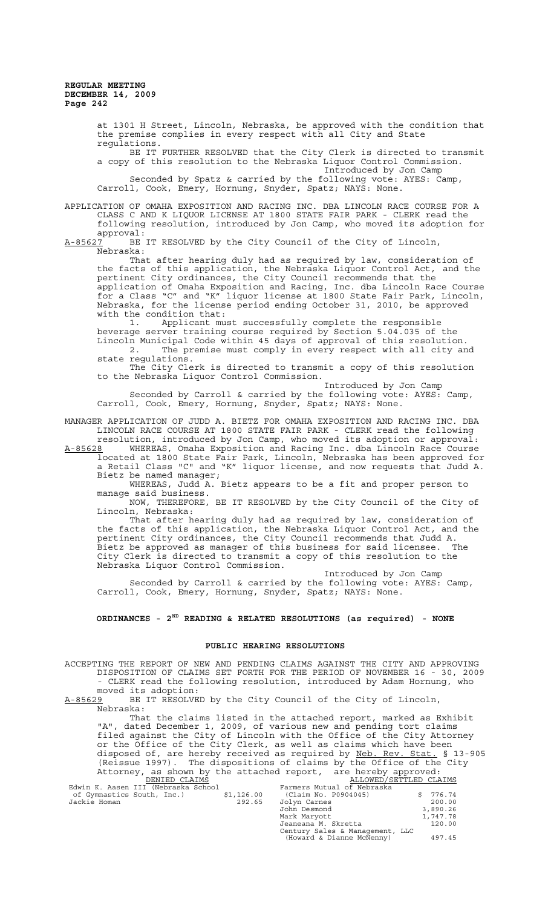at 1301 H Street, Lincoln, Nebraska, be approved with the condition that the premise complies in every respect with all City and State regulations.

BE IT FURTHER RESOLVED that the City Clerk is directed to transmit a copy of this resolution to the Nebraska Liquor Control Commission.

Introduced by Jon Camp

Seconded by Spatz & carried by the following vote: AYES: Camp, Carroll, Cook, Emery, Hornung, Snyder, Spatz; NAYS: None.

APPLICATION OF OMAHA EXPOSITION AND RACING INC. DBA LINCOLN RACE COURSE FOR A CLASS C AND K LIQUOR LICENSE AT 1800 STATE FAIR PARK - CLERK read the following resolution, introduced by Jon Camp, who moved its adoption for approval:

A-85627 BE IT RESOLVED by the City Council of the City of Lincoln, Nebraska:

That after hearing duly had as required by law, consideration of the facts of this application, the Nebraska Liquor Control Act, and the pertinent City ordinances, the City Council recommends that the application of Omaha Exposition and Racing, Inc. dba Lincoln Race Course for a Class "C" and "K" liquor license at 1800 State Fair Park, Lincoln, Nebraska, for the license period ending October 31, 2010, be approved with the condition that:

1. Applicant must successfully complete the responsible beverage server training course required by Section 5.04.035 of the Lincoln Municipal Code within 45 days of approval of this resolution.
2. The premise must comply in every respect with all city and state regulations.

The City Clerk is directed to transmit a copy of this resolution to the Nebraska Liquor Control Commission.

Introduced by Jon Camp

Seconded by Carroll & carried by the following vote: AYES: Camp, Carroll, Cook, Emery, Hornung, Snyder, Spatz; NAYS: None.

MANAGER APPLICATION OF JUDD A. BIETZ FOR OMAHA EXPOSITION AND RACING INC. DBA LINCOLN RACE COURSE AT 1800 STATE FAIR PARK - CLERK read the following resolution, introduced by Jon Camp, who moved its adoption or approval:

A-85628 WHEREAS, Omaha Exposition and Racing Inc. dba Lincoln Race Course located at 1800 State Fair Park, Lincoln, Nebraska has been approved for a Retail Class "C" and "K" liquor license, and now requests that Judd A. Bietz be named manager;

WHEREAS, Judd A. Bietz appears to be a fit and proper person to manage said business.

NOW, THEREFORE, BE IT RESOLVED by the City Council of the City of Lincoln, Nebraska:

That after hearing duly had as required by law, consideration of the facts of this application, the Nebraska Liquor Control Act, and the pertinent City ordinances, the City Council recommends that Judd A. Bietz be approved as manager of this business for said licensee. The City Clerk is directed to transmit a copy of this resolution to the Nebraska Liquor Control Commission.

Introduced by Jon Camp

Seconded by Carroll & carried by the following vote: AYES: Camp, Carroll, Cook, Emery, Hornung, Snyder, Spatz; NAYS: None.

## ORDINANCES - 2ND READING & RELATED RESOLUTIONS (as required) - NONE

## PUBLIC HEARING RESOLUTIONS

ACCEPTING THE REPORT OF NEW AND PENDING CLAIMS AGAINST THE CITY AND APPROVING DISPOSITION OF CLAIMS SET FORTH FOR THE PERIOD OF NOVEMBER 16 - 30, 2009 - CLERK read the following resolution, introduced by Adam Hornung, who moved its adoption:

A-85629 BE IT RESOLVED by the City Council of the City of Lincoln, Nebraska:

That the claims listed in the attached report, marked as Exhibit "A", dated December 1, 2009, of various new and pending tort claims filed against the City of Lincoln with the Office of the City Attorney or the Office of the City Clerk, as well as claims which have been disposed of, are hereby received as required by Neb. Rev. Stat. § 13-905 (Reissue 1997). The dispositions of claims by the Office of the City Attorney, as shown by the attached report, are hereby approved:

| DENIED CLAIMS | | ALLOWED/SETTLED CLAIMS | |
|---|---|---|---|
| Edwin K. Aasen III (Nebraska School of Gymnastics South, Inc.) | $1,126.00 | Farmers Mutual of Nebraska (Claim No. P0904045) | $ 776.74 |
| Jackie Homan | 292.65 | Jolyn Carnes | 200.00 |
| | | John Desmond | 3,890.26 |
| | | Mark Maryott | 1,747.78 |
| | | Jeaneana M. Skretta | 120.00 |
| | | Century Sales & Management, LLC (Howard & Dianne McNenny) | 497.45 |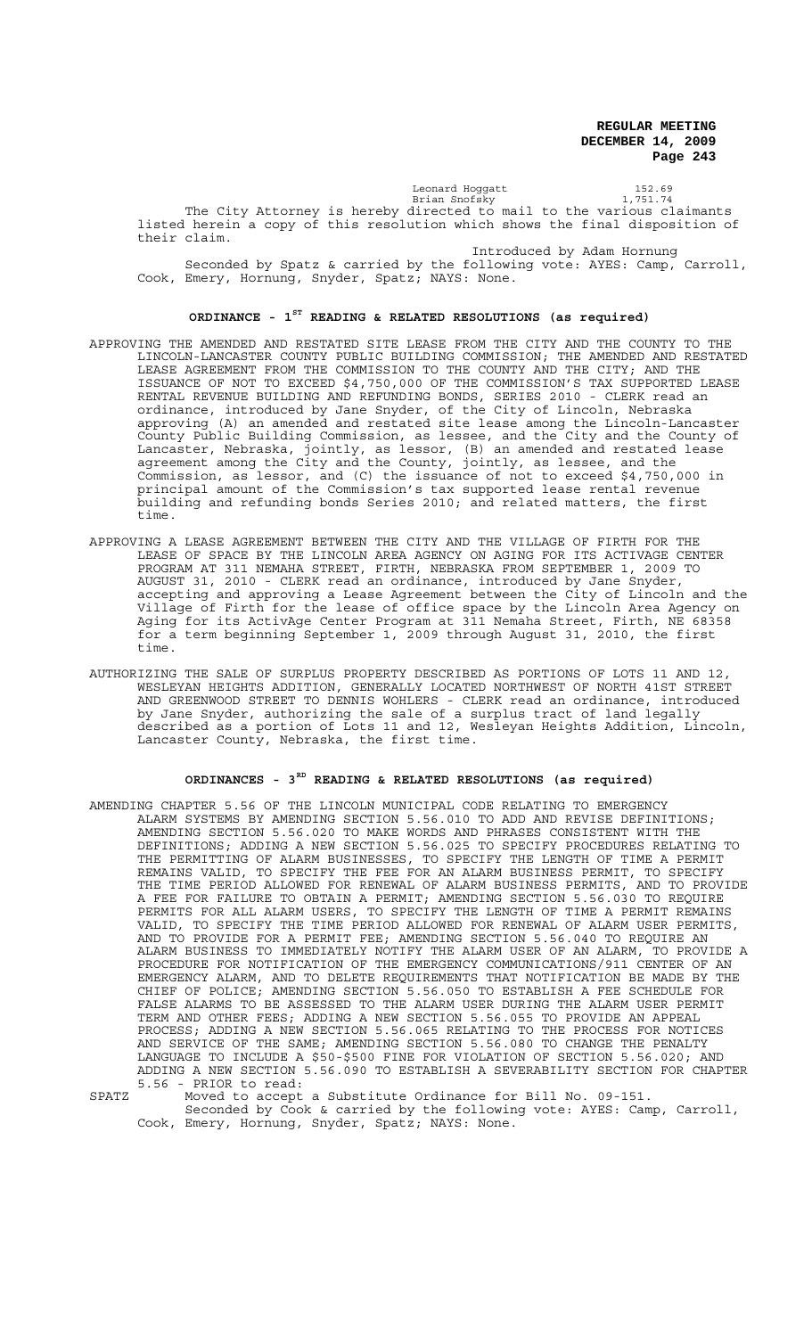| | |
|---|---|
| Leonard Hoggatt | 152.69 |
| Brian Snofsky | 1,751.74 |

The City Attorney is hereby directed to mail to the various claimants listed herein a copy of this resolution which shows the final disposition of their claim.

Introduced by Adam Hornung

Seconded by Spatz & carried by the following vote: AYES: Camp, Carroll, Cook, Emery, Hornung, Snyder, Spatz; NAYS: None.

## ORDINANCE - 1ST READING & RELATED RESOLUTIONS (as required)

APPROVING THE AMENDED AND RESTATED SITE LEASE FROM THE CITY AND THE COUNTY TO THE LINCOLN-LANCASTER COUNTY PUBLIC BUILDING COMMISSION; THE AMENDED AND RESTATED LEASE AGREEMENT FROM THE COMMISSION TO THE COUNTY AND THE CITY; AND THE ISSUANCE OF NOT TO EXCEED $4,750,000 OF THE COMMISSION'S TAX SUPPORTED LEASE RENTAL REVENUE BUILDING AND REFUNDING BONDS, SERIES 2010 - CLERK read an ordinance, introduced by Jane Snyder, of the City of Lincoln, Nebraska approving (A) an amended and restated site lease among the Lincoln-Lancaster County Public Building Commission, as lessee, and the City and the County of Lancaster, Nebraska, jointly, as lessor, (B) an amended and restated lease agreement among the City and the County, jointly, as lessee, and the Commission, as lessor, and (C) the issuance of not to exceed $4,750,000 in principal amount of the Commission's tax supported lease rental revenue building and refunding bonds Series 2010; and related matters, the first time.

APPROVING A LEASE AGREEMENT BETWEEN THE CITY AND THE VILLAGE OF FIRTH FOR THE LEASE OF SPACE BY THE LINCOLN AREA AGENCY ON AGING FOR ITS ACTIVAGE CENTER PROGRAM AT 311 NEMAHA STREET, FIRTH, NEBRASKA FROM SEPTEMBER 1, 2009 TO AUGUST 31, 2010 - CLERK read an ordinance, introduced by Jane Snyder, accepting and approving a Lease Agreement between the City of Lincoln and the Village of Firth for the lease of office space by the Lincoln Area Agency on Aging for its ActivAge Center Program at 311 Nemaha Street, Firth, NE 68358 for a term beginning September 1, 2009 through August 31, 2010, the first time.

AUTHORIZING THE SALE OF SURPLUS PROPERTY DESCRIBED AS PORTIONS OF LOTS 11 AND 12, WESLEYAN HEIGHTS ADDITION, GENERALLY LOCATED NORTHWEST OF NORTH 41ST STREET AND GREENWOOD STREET TO DENNIS WOHLERS - CLERK read an ordinance, introduced by Jane Snyder, authorizing the sale of a surplus tract of land legally described as a portion of Lots 11 and 12, Wesleyan Heights Addition, Lincoln, Lancaster County, Nebraska, the first time.

## ORDINANCES - 3RD READING & RELATED RESOLUTIONS (as required)

AMENDING CHAPTER 5.56 OF THE LINCOLN MUNICIPAL CODE RELATING TO EMERGENCY ALARM SYSTEMS BY AMENDING SECTION 5.56.010 TO ADD AND REVISE DEFINITIONS; AMENDING SECTION 5.56.020 TO MAKE WORDS AND PHRASES CONSISTENT WITH THE DEFINITIONS; ADDING A NEW SECTION 5.56.025 TO SPECIFY PROCEDURES RELATING TO THE PERMITTING OF ALARM BUSINESSES, TO SPECIFY THE LENGTH OF TIME A PERMIT REMAINS VALID, TO SPECIFY THE FEE FOR AN ALARM BUSINESS PERMIT, TO SPECIFY THE TIME PERIOD ALLOWED FOR RENEWAL OF ALARM BUSINESS PERMITS, AND TO PROVIDE A FEE FOR FAILURE TO OBTAIN A PERMIT; AMENDING SECTION 5.56.030 TO REQUIRE PERMITS FOR ALL ALARM USERS, TO SPECIFY THE LENGTH OF TIME A PERMIT REMAINS VALID, TO SPECIFY THE TIME PERIOD ALLOWED FOR RENEWAL OF ALARM USER PERMITS, AND TO PROVIDE FOR A PERMIT FEE; AMENDING SECTION 5.56.040 TO REQUIRE AN ALARM BUSINESS TO IMMEDIATELY NOTIFY THE ALARM USER OF AN ALARM, TO PROVIDE A PROCEDURE FOR NOTIFICATION OF THE EMERGENCY COMMUNICATIONS/911 CENTER OF AN EMERGENCY ALARM, AND TO DELETE REQUIREMENTS THAT NOTIFICATION BE MADE BY THE CHIEF OF POLICE; AMENDING SECTION 5.56.050 TO ESTABLISH A FEE SCHEDULE FOR FALSE ALARMS TO BE ASSESSED TO THE ALARM USER DURING THE ALARM USER PERMIT TERM AND OTHER FEES; ADDING A NEW SECTION 5.56.055 TO PROVIDE AN APPEAL PROCESS; ADDING A NEW SECTION 5.56.065 RELATING TO THE PROCESS FOR NOTICES AND SERVICE OF THE SAME; AMENDING SECTION 5.56.080 TO CHANGE THE PENALTY LANGUAGE TO INCLUDE A $50-$500 FINE FOR VIOLATION OF SECTION 5.56.020; AND ADDING A NEW SECTION 5.56.090 TO ESTABLISH A SEVERABILITY SECTION FOR CHAPTER 5.56 - PRIOR to read:

SPATZ Moved to accept a Substitute Ordinance for Bill No. 09-151.

Seconded by Cook & carried by the following vote: AYES: Camp, Carroll, Cook, Emery, Hornung, Snyder, Spatz; NAYS: None.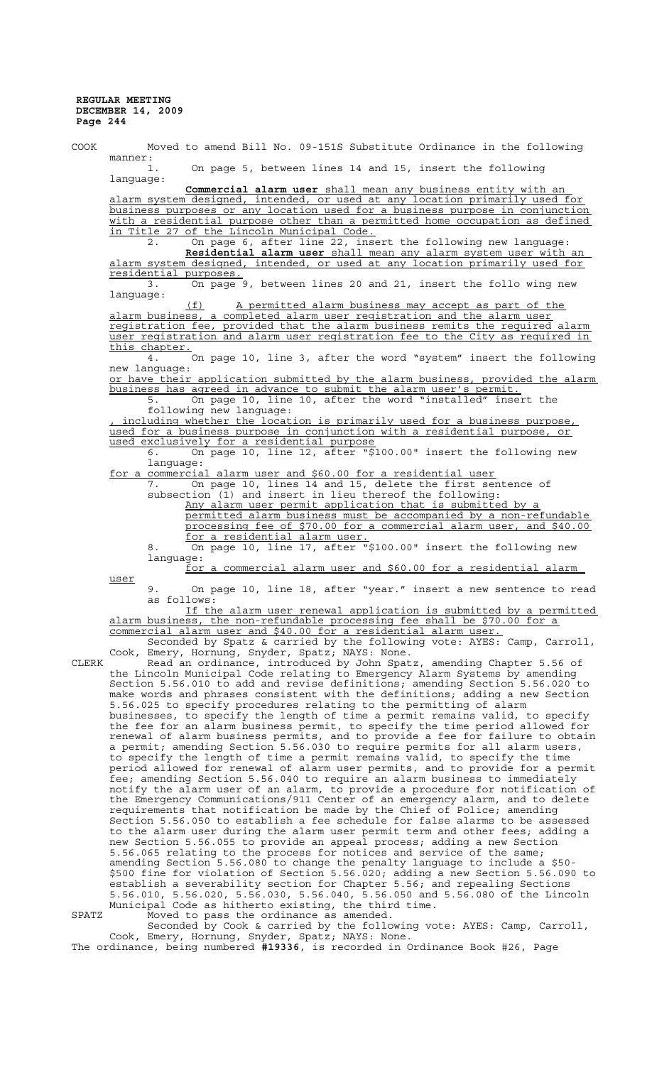COOK Moved to amend Bill No. 09-151S Substitute Ordinance in the following manner:

1. On page 5, between lines 14 and 15, insert the following language:

<u>**Commercial alarm user** shall mean any business entity with an alarm system designed, intended, or used at any location primarily used for business purposes or any location used for a business purpose in conjunction with a residential purpose other than a permitted home occupation as defined in Title 27 of the Lincoln Municipal Code.</u>

2. On page 6, after line 22, insert the following new language:

<u>**Residential alarm user** shall mean any alarm system user with an alarm system designed, intended, or used at any location primarily used for residential purposes.</u>

3. On page 9, between lines 20 and 21, insert the follo wing new language:

<u>(f) A permitted alarm business may accept as part of the alarm business, a completed alarm user registration and the alarm user registration fee, provided that the alarm business remits the required alarm user registration and alarm user registration fee to the City as required in this chapter.</u>

4. On page 10, line 3, after the word "system" insert the following new language:

<u>or have their application submitted by the alarm business, provided the alarm business has agreed in advance to submit the alarm user's permit.</u>

5. On page 10, line 10, after the word "installed" insert the following new language:

<u>, including whether the location is primarily used for a business purpose, used for a business purpose in conjunction with a residential purpose, or used exclusively for a residential purpose</u>

6. On page 10, line 12, after "$100.00" insert the following new language:

<u>for a commercial alarm user and $60.00 for a residential user</u>

7. On page 10, lines 14 and 15, delete the first sentence of subsection (1) and insert in lieu thereof the following:

<u>Any alarm user permit application that is submitted by a permitted alarm business must be accompanied by a non-refundable processing fee of $70.00 for a commercial alarm user, and $40.00 for a residential alarm user.</u>

8. On page 10, line 17, after "$100.00" insert the following new language:

<u>for a commercial alarm user and $60.00 for a residential alarm user</u>

9. On page 10, line 18, after "year." insert a new sentence to read as follows:

<u>If the alarm user renewal application is submitted by a permitted alarm business, the non-refundable processing fee shall be $70.00 for a commercial alarm user and $40.00 for a residential alarm user.</u>

Seconded by Spatz & carried by the following vote: AYES: Camp, Carroll, Cook, Emery, Hornung, Snyder, Spatz; NAYS: None.

CLERK Read an ordinance, introduced by John Spatz, amending Chapter 5.56 of the Lincoln Municipal Code relating to Emergency Alarm Systems by amending Section 5.56.010 to add and revise definitions; amending Section 5.56.020 to make words and phrases consistent with the definitions; adding a new Section 5.56.025 to specify procedures relating to the permitting of alarm businesses, to specify the length of time a permit remains valid, to specify the fee for an alarm business permit, to specify the time period allowed for renewal of alarm business permits, and to provide a fee for failure to obtain a permit; amending Section 5.56.030 to require permits for all alarm users, to specify the length of time a permit remains valid, to specify the time period allowed for renewal of alarm user permits, and to provide for a permit fee; amending Section 5.56.040 to require an alarm business to immediately notify the alarm user of an alarm, to provide a procedure for notification of the Emergency Communications/911 Center of an emergency alarm, and to delete requirements that notification be made by the Chief of Police; amending Section 5.56.050 to establish a fee schedule for false alarms to be assessed to the alarm user during the alarm user permit term and other fees; adding a new Section 5.56.055 to provide an appeal process; adding a new Section 5.56.065 relating to the process for notices and service of the same; amending Section 5.56.080 to change the penalty language to include a $50-$500 fine for violation of Section 5.56.020; adding a new Section 5.56.090 to establish a severability section for Chapter 5.56; and repealing Sections 5.56.010, 5.56.020, 5.56.030, 5.56.040, 5.56.050 and 5.56.080 of the Lincoln Municipal Code as hitherto existing, the third time.

SPATZ Moved to pass the ordinance as amended.

Seconded by Cook & carried by the following vote: AYES: Camp, Carroll, Cook, Emery, Hornung, Snyder, Spatz; NAYS: None.

The ordinance, being numbered **#19336**, is recorded in Ordinance Book #26, Page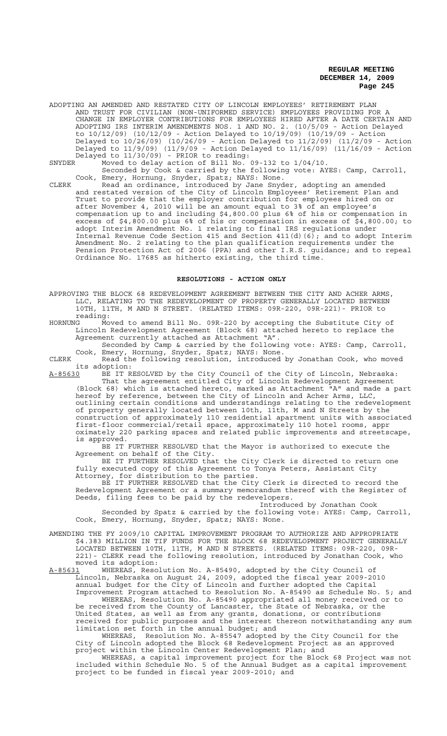ADOPTING AN AMENDED AND RESTATED CITY OF LINCOLN EMPLOYEES' RETIREMENT PLAN AND TRUST FOR CIVILIAN (NON-UNIFORMED SERVICE) EMPLOYEES PROVIDING FOR A CHANGE IN EMPLOYER CONTRIBUTIONS FOR EMPLOYEES HIRED AFTER A DATE CERTAIN AND ADOPTING IRS INTERIM AMENDMENTS NOS. 1 AND NO. 2. (10/5/09 - Action Delayed to 10/12/09) (10/12/09 - Action Delayed to 10/19/09) (10/19/09 - Action Delayed to 10/26/09) (10/26/09 - Action Delayed to 11/2/09) (11/2/09 - Action Delayed to 11/9/09) (11/9/09 - Action Delayed to 11/16/09) (11/16/09 - Action Delayed to 11/30/09) - PRIOR to reading:

SNYDER Moved to delay action of Bill No. 09-132 to 1/04/10.

Seconded by Cook & carried by the following vote: AYES: Camp, Carroll, Cook, Emery, Hornung, Snyder, Spatz; NAYS: None.

CLERK Read an ordinance, introduced by Jane Snyder, adopting an amended and restated version of the City of Lincoln Employees' Retirement Plan and Trust to provide that the employer contribution for employees hired on or after November 4, 2010 will be an amount equal to 3% of an employee's compensation up to and including $4,800.00 plus 6% of his or compensation in excess of $4,800.00 plus 6% of his or compensation in excess of $4,800.00; to adopt Interim Amendment No. 1 relating to final IRS regulations under Internal Revenue Code Section 415 and Section 411(d)(6); and to adopt Interim Amendment No. 2 relating to the plan qualification requirements under the Pension Protection Act of 2006 (PPA) and other I.R.S. guidance; and to repeal Ordinance No. 17685 as hitherto existing, the third time.

## RESOLUTIONS - ACTION ONLY

APPROVING THE BLOCK 68 REDEVELOPMENT AGREEMENT BETWEEN THE CITY AND ACHER ARMS, LLC, RELATING TO THE REDEVELOPMENT OF PROPERTY GENERALLY LOCATED BETWEEN 10TH, 11TH, M AND N STREET. (RELATED ITEMS: 09R-220, 09R-221)- PRIOR to reading:

HORNUNG Moved to amend Bill No. 09R-220 by accepting the Substitute City of Lincoln Redevelopment Agreement (Block 68) attached hereto to replace the Agreement currently attached as Attachment "A".

Seconded by Camp & carried by the following vote: AYES: Camp, Carroll, Cook, Emery, Hornung, Snyder, Spatz; NAYS: None.

CLERK Read the following resolution, introduced by Jonathan Cook, who moved its adoption:

A-85630 BE IT RESOLVED by the City Council of the City of Lincoln, Nebraska:

That the agreement entitled City of Lincoln Redevelopment Agreement (Block 68) which is attached hereto, marked as Attachment "A" and made a part hereof by reference, between the City of Lincoln and Acher Arms, LLC, outlining certain conditions and understandings relating to the redevelopment of property generally located between 10th, 11th, M and N Streets by the construction of approximately 110 residential apartment units with associated first-floor commercial/retail space, approximately 110 hotel rooms, appr oximately 220 parking spaces and related public improvements and streetscape, is approved.

BE IT FURTHER RESOLVED that the Mayor is authorized to execute the Agreement on behalf of the City.

BE IT FURTHER RESOLVED that the City Clerk is directed to return one fully executed copy of this Agreement to Tonya Peters, Assistant City Attorney, for distribution to the parties.

BE IT FURTHER RESOLVED that the City Clerk is directed to record the Redevelopment Agreement or a summary memorandum thereof with the Register of Deeds, filing fees to be paid by the redevelopers.

Introduced by Jonathan Cook

Seconded by Spatz & carried by the following vote: AYES: Camp, Carroll, Cook, Emery, Hornung, Snyder, Spatz; NAYS: None.

AMENDING THE FY 2009/10 CAPITAL IMPROVEMENT PROGRAM TO AUTHORIZE AND APPROPRIATE $4.383 MILLION IN TIF FUNDS FOR THE BLOCK 68 REDEVELOPMENT PROJECT GENERALLY LOCATED BETWEEN 10TH, 11TH, M AND N STREETS. (RELATED ITEMS: 09R-220, 09R-221)- CLERK read the following resolution, introduced by Jonathan Cook, who moved its adoption:

A-85631 WHEREAS, Resolution No. A-85490, adopted by the City Council of Lincoln, Nebraska on August 24, 2009, adopted the fiscal year 2009-2010 annual budget for the City of Lincoln and further adopted the Capital Improvement Program attached to Resolution No. A-85490 as Schedule No. 5; and

WHEREAS, Resolution No. A-85490 appropriated all money received or to be received from the County of Lancaster, the State of Nebraska, or the United States, as well as from any grants, donations, or contributions received for public purposes and the interest thereon notwithstanding any sum limitation set forth in the annual budget; and

WHEREAS, Resolution No. A-85547 adopted by the City Council for the City of Lincoln adopted the Block 68 Redevelopment Project as an approved project within the Lincoln Center Redevelopment Plan; and

WHEREAS, a capital improvement project for the Block 68 Project was not included within Schedule No. 5 of the Annual Budget as a capital improvement project to be funded in fiscal year 2009-2010; and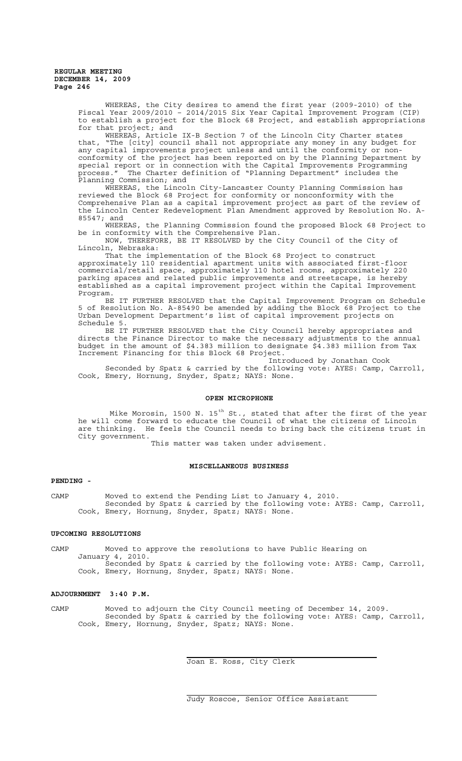WHEREAS, the City desires to amend the first year (2009-2010) of the Fiscal Year 2009/2010 – 2014/2015 Six Year Capital Improvement Program (CIP) to establish a project for the Block 68 Project, and establish appropriations for that project; and

WHEREAS, Article IX-B Section 7 of the Lincoln City Charter states that, "The [city] council shall not appropriate any money in any budget for any capital improvements project unless and until the conformity or non-conformity of the project has been reported on by the Planning Department by special report or in connection with the Capital Improvements Programming process." The Charter definition of "Planning Department" includes the Planning Commission; and

WHEREAS, the Lincoln City-Lancaster County Planning Commission has reviewed the Block 68 Project for conformity or nonconformity with the Comprehensive Plan as a capital improvement project as part of the review of the Lincoln Center Redevelopment Plan Amendment approved by Resolution No. A-85547; and

WHEREAS, the Planning Commission found the proposed Block 68 Project to be in conformity with the Comprehensive Plan.

NOW, THEREFORE, BE IT RESOLVED by the City Council of the City of Lincoln, Nebraska:

That the implementation of the Block 68 Project to construct approximately 110 residential apartment units with associated first-floor commercial/retail space, approximately 110 hotel rooms, approximately 220 parking spaces and related public improvements and streetscape, is hereby established as a capital improvement project within the Capital Improvement Program.

BE IT FURTHER RESOLVED that the Capital Improvement Program on Schedule 5 of Resolution No. A-85490 be amended by adding the Block 68 Project to the Urban Development Department's list of capital improvement projects on Schedule 5.

BE IT FURTHER RESOLVED that the City Council hereby appropriates and directs the Finance Director to make the necessary adjustments to the annual budget in the amount of $4.383 million to designate $4.383 million from Tax Increment Financing for this Block 68 Project.

Introduced by Jonathan Cook

Seconded by Spatz & carried by the following vote: AYES: Camp, Carroll, Cook, Emery, Hornung, Snyder, Spatz; NAYS: None.

## OPEN MICROPHONE

Mike Morosin, 1500 N. 15th St., stated that after the first of the year he will come forward to educate the Council of what the citizens of Lincoln are thinking. He feels the Council needs to bring back the citizens trust in City government.

This matter was taken under advisement.

## MISCELLANEOUS BUSINESS

**PENDING -**

CAMP Moved to extend the Pending List to January 4, 2010.
Seconded by Spatz & carried by the following vote: AYES: Camp, Carroll, Cook, Emery, Hornung, Snyder, Spatz; NAYS: None.

**UPCOMING RESOLUTIONS**

CAMP Moved to approve the resolutions to have Public Hearing on January 4, 2010.
Seconded by Spatz & carried by the following vote: AYES: Camp, Carroll, Cook, Emery, Hornung, Snyder, Spatz; NAYS: None.

**ADJOURNMENT 3:40 P.M.**

CAMP Moved to adjourn the City Council meeting of December 14, 2009.
Seconded by Spatz & carried by the following vote: AYES: Camp, Carroll, Cook, Emery, Hornung, Snyder, Spatz; NAYS: None.

Joan E. Ross, City Clerk

Judy Roscoe, Senior Office Assistant